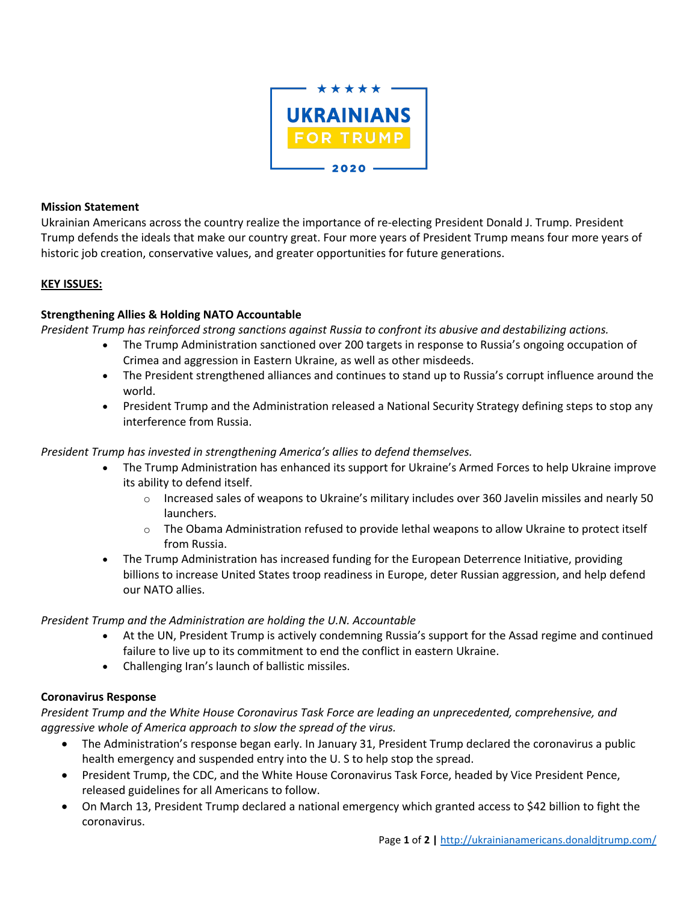★★★★★

UKRAINIANS
FOR TRUMP
2020

**Mission Statement**
Ukrainian Americans across the country realize the importance of re-electing President Donald J. Trump. President Trump defends the ideals that make our country great. Four more years of President Trump means four more years of historic job creation, conservative values, and greater opportunities for future generations.

**KEY ISSUES:**

**Strengthening Allies & Holding NATO Accountable**

*President Trump has reinforced strong sanctions against Russia to confront its abusive and destabilizing actions.*

- The Trump Administration sanctioned over 200 targets in response to Russia's ongoing occupation of Crimea and aggression in Eastern Ukraine, as well as other misdeeds.
- The President strengthened alliances and continues to stand up to Russia's corrupt influence around the world.
- President Trump and the Administration released a National Security Strategy defining steps to stop any interference from Russia.

*President Trump has invested in strengthening America's allies to defend themselves.*

- The Trump Administration has enhanced its support for Ukraine's Armed Forces to help Ukraine improve its ability to defend itself.
  - Increased sales of weapons to Ukraine's military includes over 360 Javelin missiles and nearly 50 launchers.
  - The Obama Administration refused to provide lethal weapons to allow Ukraine to protect itself from Russia.
- The Trump Administration has increased funding for the European Deterrence Initiative, providing billions to increase United States troop readiness in Europe, deter Russian aggression, and help defend our NATO allies.

*President Trump and the Administration are holding the U.N. Accountable*

- At the UN, President Trump is actively condemning Russia's support for the Assad regime and continued failure to live up to its commitment to end the conflict in eastern Ukraine.
- Challenging Iran's launch of ballistic missiles.

**Coronavirus Response**

*President Trump and the White House Coronavirus Task Force are leading an unprecedented, comprehensive, and aggressive whole of America approach to slow the spread of the virus.*

- The Administration's response began early. In January 31, President Trump declared the coronavirus a public health emergency and suspended entry into the U. S to help stop the spread.
- President Trump, the CDC, and the White House Coronavirus Task Force, headed by Vice President Pence, released guidelines for all Americans to follow.
- On March 13, President Trump declared a national emergency which granted access to $42 billion to fight the coronavirus.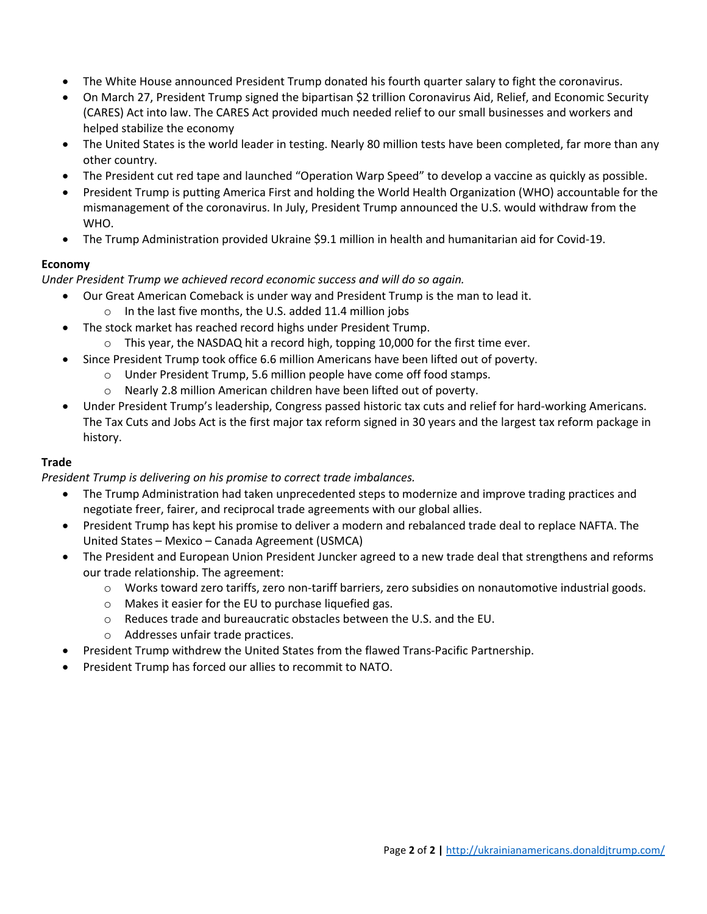- The White House announced President Trump donated his fourth quarter salary to fight the coronavirus.
- On March 27, President Trump signed the bipartisan $2 trillion Coronavirus Aid, Relief, and Economic Security (CARES) Act into law. The CARES Act provided much needed relief to our small businesses and workers and helped stabilize the economy
- The United States is the world leader in testing. Nearly 80 million tests have been completed, far more than any other country.
- The President cut red tape and launched "Operation Warp Speed" to develop a vaccine as quickly as possible.
- President Trump is putting America First and holding the World Health Organization (WHO) accountable for the mismanagement of the coronavirus. In July, President Trump announced the U.S. would withdraw from the WHO.
- The Trump Administration provided Ukraine $9.1 million in health and humanitarian aid for Covid-19.

**Economy**

*Under President Trump we achieved record economic success and will do so again.*

- Our Great American Comeback is under way and President Trump is the man to lead it.
  - In the last five months, the U.S. added 11.4 million jobs
- The stock market has reached record highs under President Trump.
  - This year, the NASDAQ hit a record high, topping 10,000 for the first time ever.
- Since President Trump took office 6.6 million Americans have been lifted out of poverty.
  - Under President Trump, 5.6 million people have come off food stamps.
  - Nearly 2.8 million American children have been lifted out of poverty.
- Under President Trump's leadership, Congress passed historic tax cuts and relief for hard-working Americans. The Tax Cuts and Jobs Act is the first major tax reform signed in 30 years and the largest tax reform package in history.

**Trade**

*President Trump is delivering on his promise to correct trade imbalances.*

- The Trump Administration had taken unprecedented steps to modernize and improve trading practices and negotiate freer, fairer, and reciprocal trade agreements with our global allies.
- President Trump has kept his promise to deliver a modern and rebalanced trade deal to replace NAFTA. The United States – Mexico – Canada Agreement (USMCA)
- The President and European Union President Juncker agreed to a new trade deal that strengthens and reforms our trade relationship. The agreement:
  - Works toward zero tariffs, zero non-tariff barriers, zero subsidies on nonautomotive industrial goods.
  - Makes it easier for the EU to purchase liquefied gas.
  - Reduces trade and bureaucratic obstacles between the U.S. and the EU.
  - Addresses unfair trade practices.
- President Trump withdrew the United States from the flawed Trans-Pacific Partnership.
- President Trump has forced our allies to recommit to NATO.

http://ukrainianamericans.donaldjtrump.com/